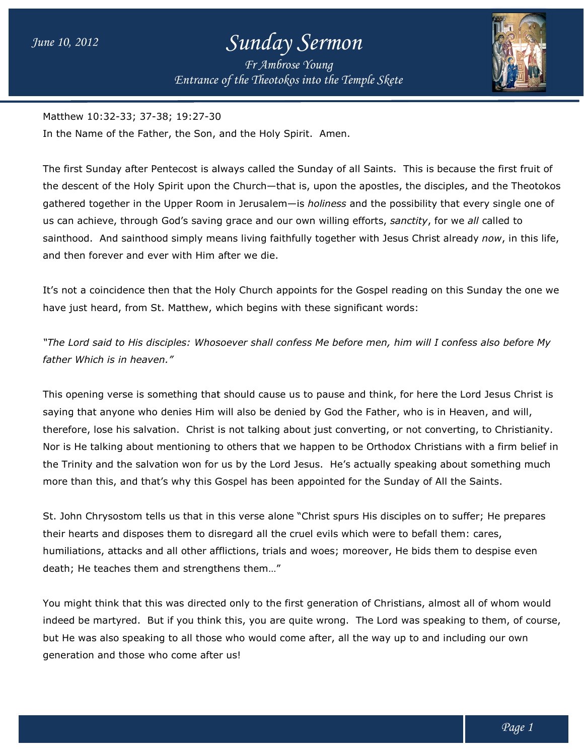# Sunday Sermon

*Fr Ambrose Young*

*Entrance of the Theotokos into the Temple Skete*

*June 10, 2012*

Matthew 10:32-33; 37-38; 19:27-30

In the Name of the Father, the Son, and the Holy Spirit. Amen.

The first Sunday after Pentecost is always called the Sunday of all Saints. This is because the first fruit of the descent of the Holy Spirit upon the Church—that is, upon the apostles, the disciples, and the Theotokos gathered together in the Upper Room in Jerusalem—is *holiness* and the possibility that every single one of us can achieve, through God's saving grace and our own willing efforts, *sanctity*, for we *all* called to sainthood. And sainthood simply means living faithfully together with Jesus Christ already *now*, in this life, and then forever and ever with Him after we die.

It's not a coincidence then that the Holy Church appoints for the Gospel reading on this Sunday the one we have just heard, from St. Matthew, which begins with these significant words:

*"The Lord said to His disciples: Whosoever shall confess Me before men, him will I confess also before My father Which is in heaven."*

This opening verse is something that should cause us to pause and think, for here the Lord Jesus Christ is saying that anyone who denies Him will also be denied by God the Father, who is in Heaven, and will, therefore, lose his salvation. Christ is not talking about just converting, or not converting, to Christianity. Nor is He talking about mentioning to others that we happen to be Orthodox Christians with a firm belief in the Trinity and the salvation won for us by the Lord Jesus. He's actually speaking about something much more than this, and that's why this Gospel has been appointed for the Sunday of All the Saints.

St. John Chrysostom tells us that in this verse alone "Christ spurs His disciples on to suffer; He prepares their hearts and disposes them to disregard all the cruel evils which were to befall them: cares, humiliations, attacks and all other afflictions, trials and woes; moreover, He bids them to despise even death; He teaches them and strengthens them…"

You might think that this was directed only to the first generation of Christians, almost all of whom would indeed be martyred. But if you think this, you are quite wrong. The Lord was speaking to them, of course, but He was also speaking to all those who would come after, all the way up to and including our own generation and those who come after us!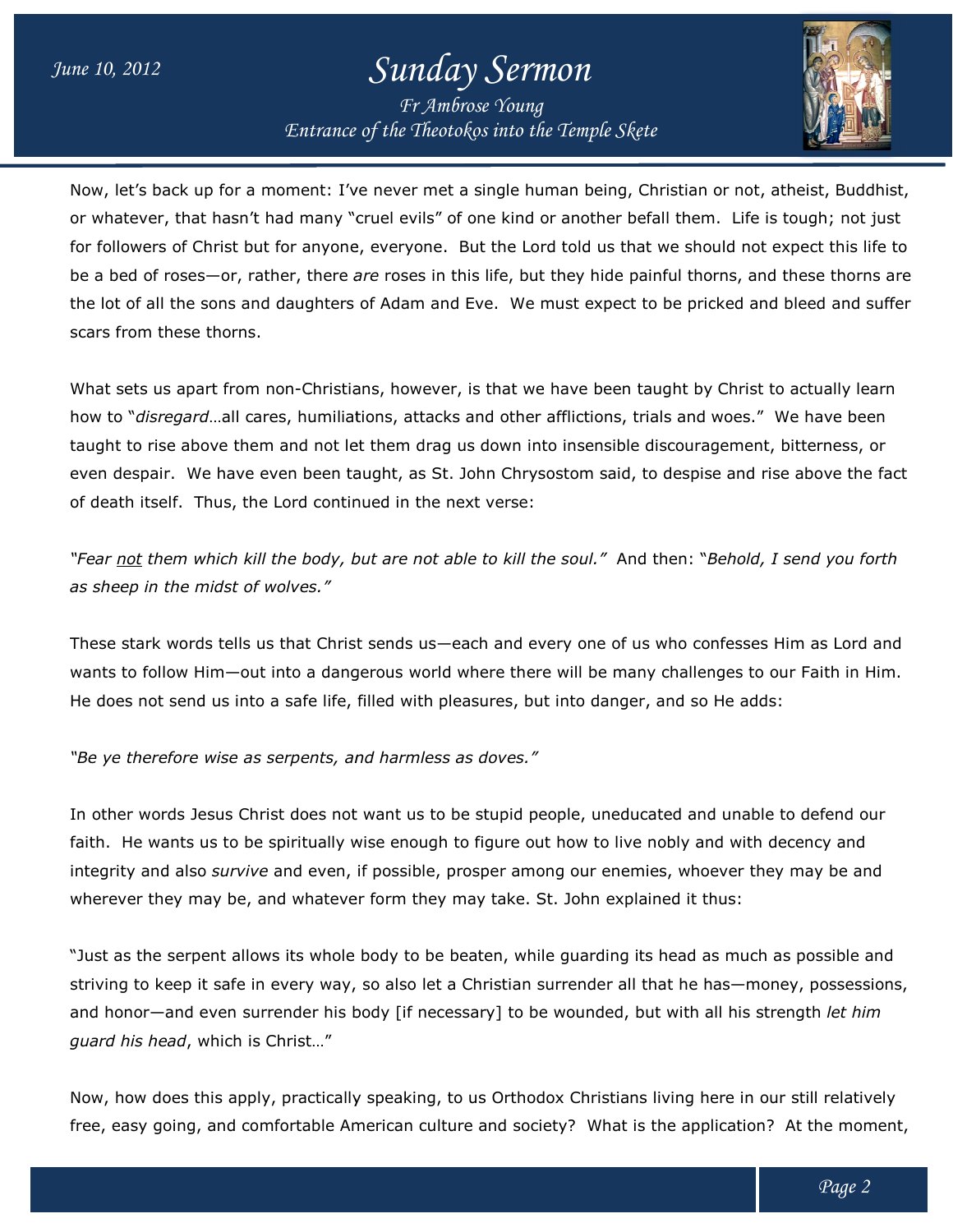Now, let's back up for a moment: I've never met a single human being, Christian or not, atheist, Buddhist, or whatever, that hasn't had many "cruel evils" of one kind or another befall them. Life is tough; not just for followers of Christ but for anyone, everyone. But the Lord told us that we should not expect this life to be a bed of roses—or, rather, there *are* roses in this life, but they hide painful thorns, and these thorns are the lot of all the sons and daughters of Adam and Eve. We must expect to be pricked and bleed and suffer scars from these thorns.

What sets us apart from non-Christians, however, is that we have been taught by Christ to actually learn how to "*disregard*…all cares, humiliations, attacks and other afflictions, trials and woes." We have been taught to rise above them and not let them drag us down into insensible discouragement, bitterness, or even despair. We have even been taught, as St. John Chrysostom said, to despise and rise above the fact of death itself. Thus, the Lord continued in the next verse:

*"Fear not them which kill the body, but are not able to kill the soul."* And then: "*Behold, I send you forth as sheep in the midst of wolves."*

These stark words tells us that Christ sends us—each and every one of us who confesses Him as Lord and wants to follow Him—out into a dangerous world where there will be many challenges to our Faith in Him. He does not send us into a safe life, filled with pleasures, but into danger, and so He adds:

*"Be ye therefore wise as serpents, and harmless as doves."*

In other words Jesus Christ does not want us to be stupid people, uneducated and unable to defend our faith. He wants us to be spiritually wise enough to figure out how to live nobly and with decency and integrity and also *survive* and even, if possible, prosper among our enemies, whoever they may be and wherever they may be, and whatever form they may take. St. John explained it thus:

"Just as the serpent allows its whole body to be beaten, while guarding its head as much as possible and striving to keep it safe in every way, so also let a Christian surrender all that he has—money, possessions, and honor—and even surrender his body [if necessary] to be wounded, but with all his strength *let him guard his head*, which is Christ…"

Now, how does this apply, practically speaking, to us Orthodox Christians living here in our still relatively free, easy going, and comfortable American culture and society? What is the application? At the moment,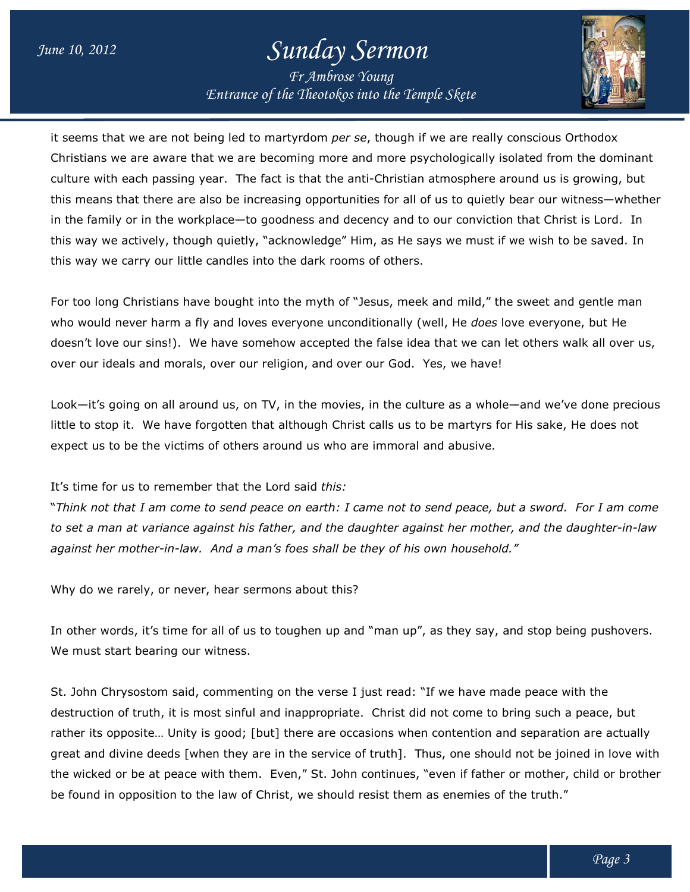it seems that we are not being led to martyrdom *per se*, though if we are really conscious Orthodox Christians we are aware that we are becoming more and more psychologically isolated from the dominant culture with each passing year. The fact is that the anti-Christian atmosphere around us is growing, but this means that there are also be increasing opportunities for all of us to quietly bear our witness—whether in the family or in the workplace—to goodness and decency and to our conviction that Christ is Lord. In this way we actively, though quietly, "acknowledge" Him, as He says we must if we wish to be saved. In this way we carry our little candles into the dark rooms of others.

For too long Christians have bought into the myth of "Jesus, meek and mild," the sweet and gentle man who would never harm a fly and loves everyone unconditionally (well, He *does* love everyone, but He doesn't love our sins!). We have somehow accepted the false idea that we can let others walk all over us, over our ideals and morals, over our religion, and over our God. Yes, we have!

Look—it's going on all around us, on TV, in the movies, in the culture as a whole—and we've done precious little to stop it. We have forgotten that although Christ calls us to be martyrs for His sake, He does not expect us to be the victims of others around us who are immoral and abusive.

It's time for us to remember that the Lord said *this:*
"*Think not that I am come to send peace on earth: I came not to send peace, but a sword. For I am come to set a man at variance against his father, and the daughter against her mother, and the daughter-in-law against her mother-in-law. And a man's foes shall be they of his own household."*

Why do we rarely, or never, hear sermons about this?

In other words, it's time for all of us to toughen up and "man up", as they say, and stop being pushovers. We must start bearing our witness.

St. John Chrysostom said, commenting on the verse I just read: "If we have made peace with the destruction of truth, it is most sinful and inappropriate. Christ did not come to bring such a peace, but rather its opposite… Unity is good; [but] there are occasions when contention and separation are actually great and divine deeds [when they are in the service of truth]. Thus, one should not be joined in love with the wicked or be at peace with them. Even," St. John continues, "even if father or mother, child or brother be found in opposition to the law of Christ, we should resist them as enemies of the truth."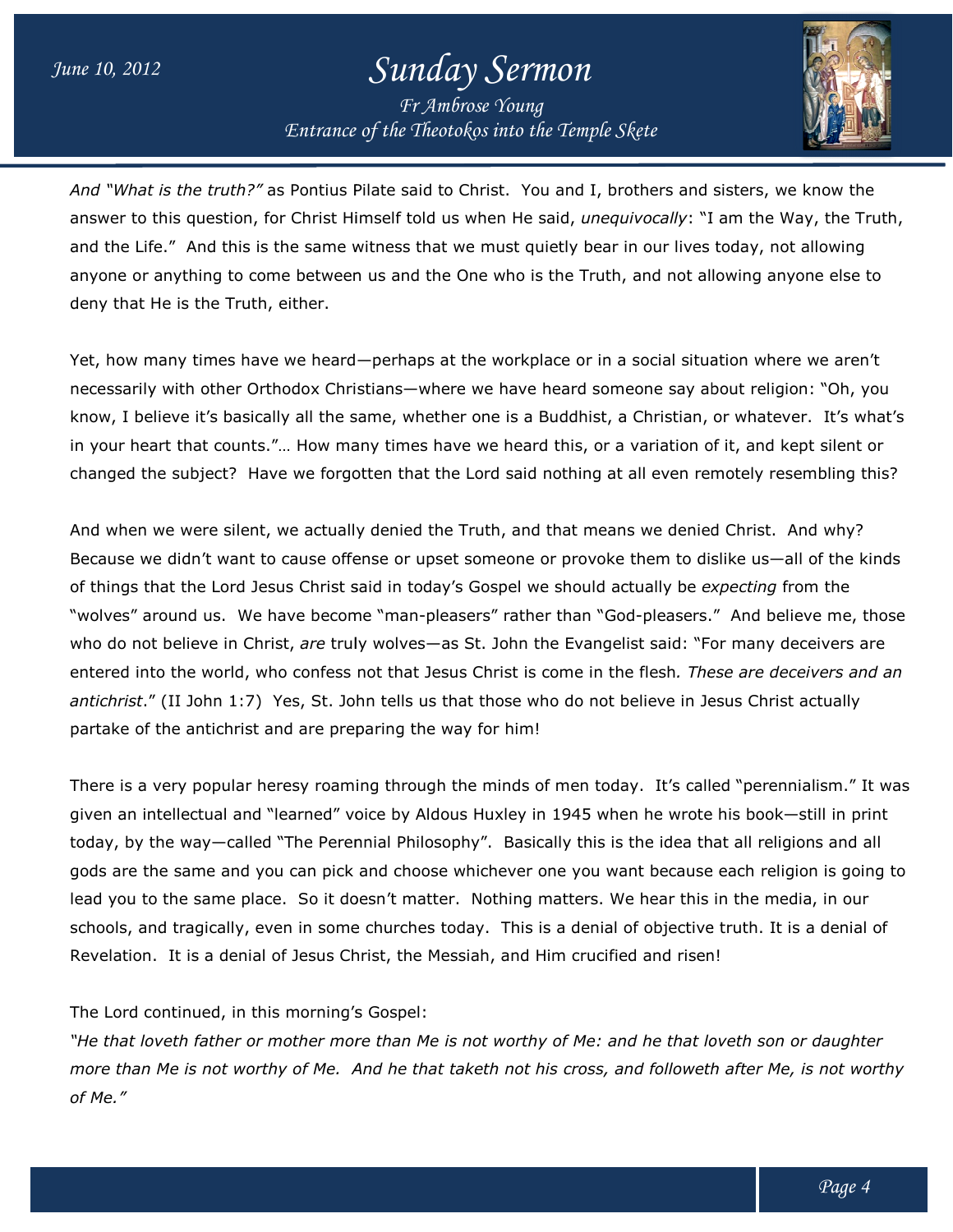*And "What is the truth?"* as Pontius Pilate said to Christ. You and I, brothers and sisters, we know the answer to this question, for Christ Himself told us when He said, *unequivocally*: "I am the Way, the Truth, and the Life." And this is the same witness that we must quietly bear in our lives today, not allowing anyone or anything to come between us and the One who is the Truth, and not allowing anyone else to deny that He is the Truth, either.

Yet, how many times have we heard—perhaps at the workplace or in a social situation where we aren't necessarily with other Orthodox Christians—where we have heard someone say about religion: "Oh, you know, I believe it's basically all the same, whether one is a Buddhist, a Christian, or whatever. It's what's in your heart that counts."… How many times have we heard this, or a variation of it, and kept silent or changed the subject? Have we forgotten that the Lord said nothing at all even remotely resembling this?

And when we were silent, we actually denied the Truth, and that means we denied Christ. And why? Because we didn't want to cause offense or upset someone or provoke them to dislike us—all of the kinds of things that the Lord Jesus Christ said in today's Gospel we should actually be *expecting* from the "wolves" around us. We have become "man-pleasers" rather than "God-pleasers." And believe me, those who do not believe in Christ, *are* truly wolves—as St. John the Evangelist said: "For many deceivers are entered into the world, who confess not that Jesus Christ is come in the flesh. *These are deceivers and an antichrist*." (II John 1:7) Yes, St. John tells us that those who do not believe in Jesus Christ actually partake of the antichrist and are preparing the way for him!

There is a very popular heresy roaming through the minds of men today. It's called "perennialism." It was given an intellectual and "learned" voice by Aldous Huxley in 1945 when he wrote his book—still in print today, by the way—called "The Perennial Philosophy". Basically this is the idea that all religions and all gods are the same and you can pick and choose whichever one you want because each religion is going to lead you to the same place. So it doesn't matter. Nothing matters. We hear this in the media, in our schools, and tragically, even in some churches today. This is a denial of objective truth. It is a denial of Revelation. It is a denial of Jesus Christ, the Messiah, and Him crucified and risen!

The Lord continued, in this morning's Gospel:

*"He that loveth father or mother more than Me is not worthy of Me: and he that loveth son or daughter more than Me is not worthy of Me. And he that taketh not his cross, and followeth after Me, is not worthy of Me."*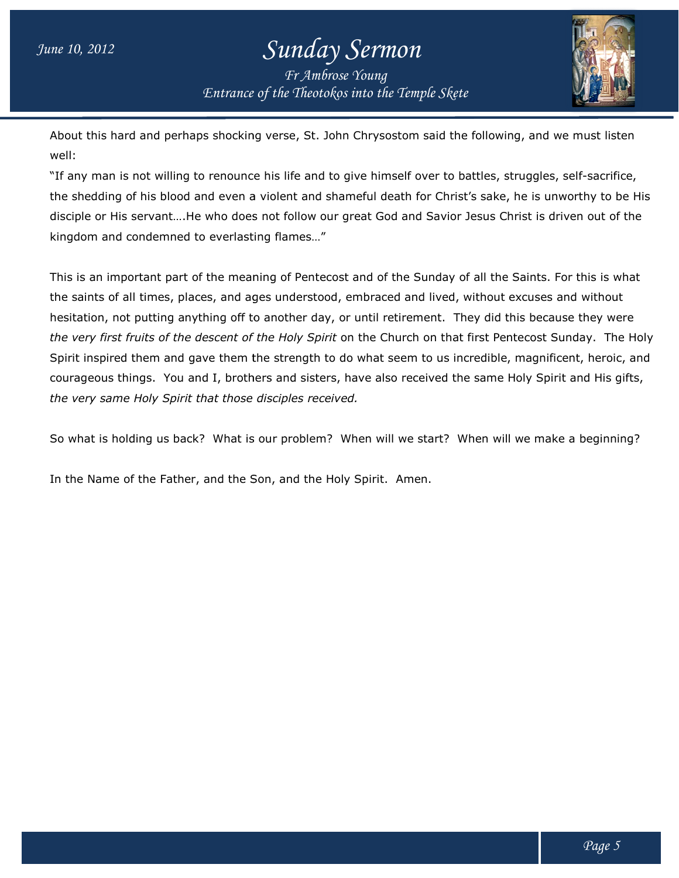About this hard and perhaps shocking verse, St. John Chrysostom said the following, and we must listen well:

"If any man is not willing to renounce his life and to give himself over to battles, struggles, self-sacrifice, the shedding of his blood and even a violent and shameful death for Christ's sake, he is unworthy to be His disciple or His servant….He who does not follow our great God and Savior Jesus Christ is driven out of the kingdom and condemned to everlasting flames…"

This is an important part of the meaning of Pentecost and of the Sunday of all the Saints. For this is what the saints of all times, places, and ages understood, embraced and lived, without excuses and without hesitation, not putting anything off to another day, or until retirement. They did this because they were *the very first fruits of the descent of the Holy Spirit* on the Church on that first Pentecost Sunday. The Holy Spirit inspired them and gave them the strength to do what seem to us incredible, magnificent, heroic, and courageous things. You and I, brothers and sisters, have also received the same Holy Spirit and His gifts, *the very same Holy Spirit that those disciples received.*

So what is holding us back? What is our problem? When will we start? When will we make a beginning?

In the Name of the Father, and the Son, and the Holy Spirit. Amen.